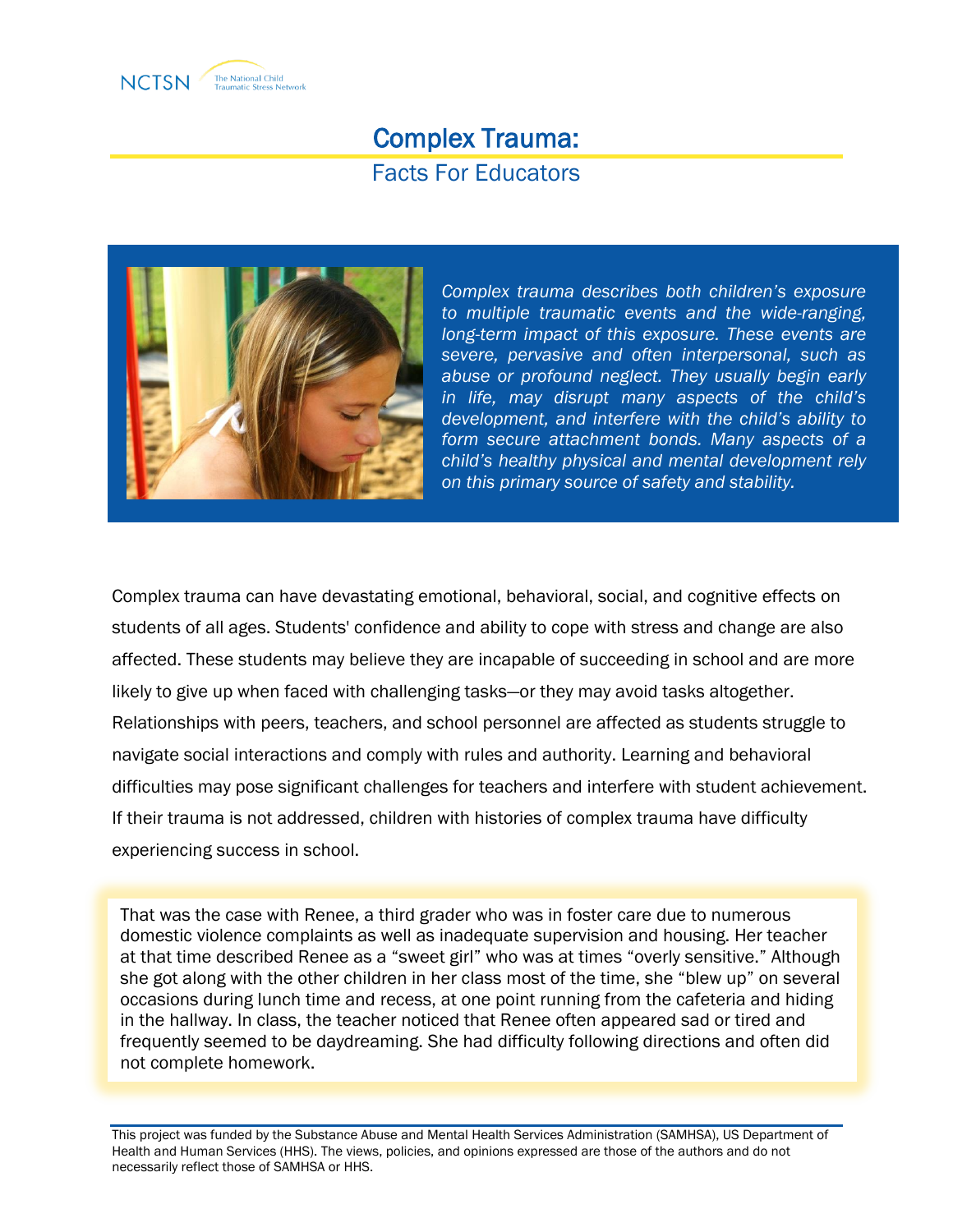# Complex Trauma:

## Facts For Educators

*Complex trauma describes both children's exposure to multiple traumatic events and the wide-ranging, long-term impact of this exposure. These events are severe, pervasive and often interpersonal, such as abuse or profound neglect. They usually begin early in life, may disrupt many aspects of the child's development, and interfere with the child's ability to form secure attachment bonds. Many aspects of a child's healthy physical and mental development rely on this primary source of safety and stability.*

Complex trauma can have devastating emotional, behavioral, social, and cognitive effects on students of all ages. Students' confidence and ability to cope with stress and change are also affected. These students may believe they are incapable of succeeding in school and are more likely to give up when faced with challenging tasks—or they may avoid tasks altogether. Relationships with peers, teachers, and school personnel are affected as students struggle to navigate social interactions and comply with rules and authority. Learning and behavioral difficulties may pose significant challenges for teachers and interfere with student achievement. If their trauma is not addressed, children with histories of complex trauma have difficulty experiencing success in school.

That was the case with Renee, a third grader who was in foster care due to numerous domestic violence complaints as well as inadequate supervision and housing. Her teacher at that time described Renee as a "sweet girl" who was at times "overly sensitive." Although she got along with the other children in her class most of the time, she "blew up" on several occasions during lunch time and recess, at one point running from the cafeteria and hiding in the hallway. In class, the teacher noticed that Renee often appeared sad or tired and frequently seemed to be daydreaming. She had difficulty following directions and often did not complete homework.

This project was funded by the Substance Abuse and Mental Health Services Administration (SAMHSA), US Department of Health and Human Services (HHS). The views, policies, and opinions expressed are those of the authors and do not necessarily reflect those of SAMHSA or HHS.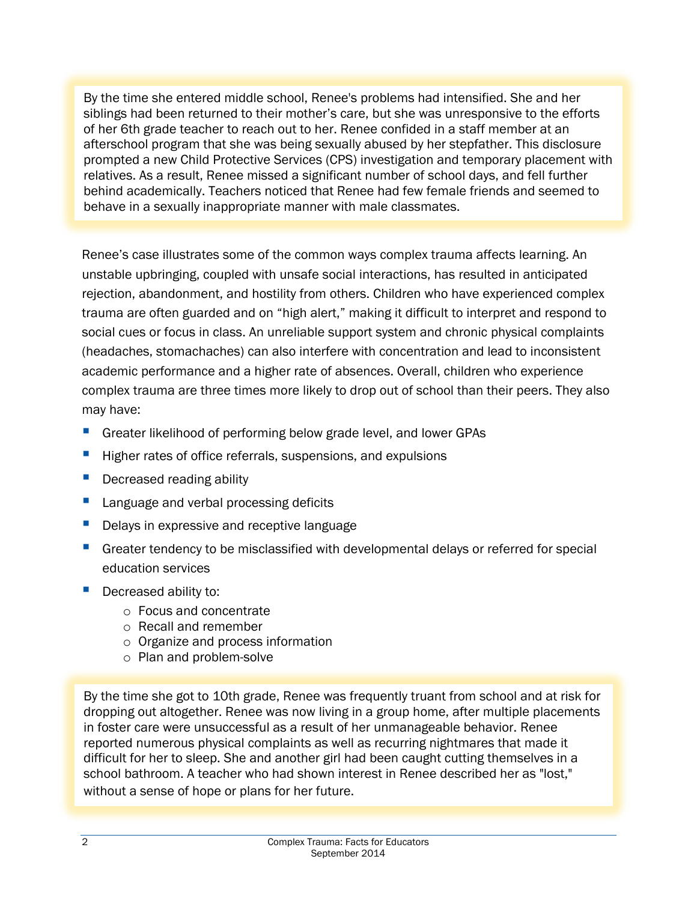By the time she entered middle school, Renee's problems had intensified. She and her siblings had been returned to their mother's care, but she was unresponsive to the efforts of her 6th grade teacher to reach out to her. Renee confided in a staff member at an afterschool program that she was being sexually abused by her stepfather. This disclosure prompted a new Child Protective Services (CPS) investigation and temporary placement with relatives. As a result, Renee missed a significant number of school days, and fell further behind academically. Teachers noticed that Renee had few female friends and seemed to behave in a sexually inappropriate manner with male classmates.

Renee's case illustrates some of the common ways complex trauma affects learning. An unstable upbringing, coupled with unsafe social interactions, has resulted in anticipated rejection, abandonment, and hostility from others. Children who have experienced complex trauma are often guarded and on "high alert," making it difficult to interpret and respond to social cues or focus in class. An unreliable support system and chronic physical complaints (headaches, stomachaches) can also interfere with concentration and lead to inconsistent academic performance and a higher rate of absences. Overall, children who experience complex trauma are three times more likely to drop out of school than their peers. They also may have:

- Greater likelihood of performing below grade level, and lower GPAs
- Higher rates of office referrals, suspensions, and expulsions
- Decreased reading ability
- Language and verbal processing deficits
- Delays in expressive and receptive language
- Greater tendency to be misclassified with developmental delays or referred for special education services
- Decreased ability to:
  - Focus and concentrate
  - Recall and remember
  - Organize and process information
  - Plan and problem-solve

By the time she got to 10th grade, Renee was frequently truant from school and at risk for dropping out altogether. Renee was now living in a group home, after multiple placements in foster care were unsuccessful as a result of her unmanageable behavior. Renee reported numerous physical complaints as well as recurring nightmares that made it difficult for her to sleep. She and another girl had been caught cutting themselves in a school bathroom. A teacher who had shown interest in Renee described her as "lost," without a sense of hope or plans for her future.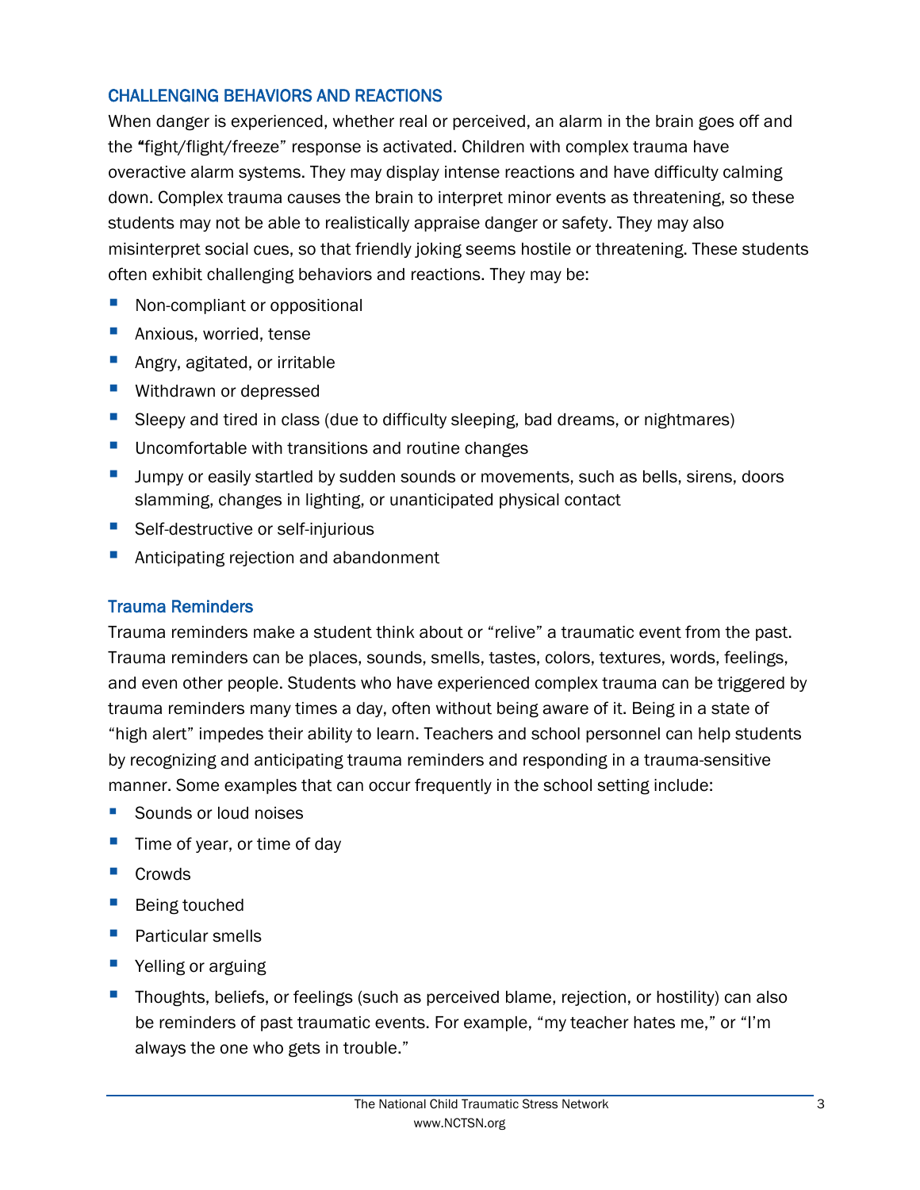## CHALLENGING BEHAVIORS AND REACTIONS

When danger is experienced, whether real or perceived, an alarm in the brain goes off and the "fight/flight/freeze" response is activated. Children with complex trauma have overactive alarm systems. They may display intense reactions and have difficulty calming down. Complex trauma causes the brain to interpret minor events as threatening, so these students may not be able to realistically appraise danger or safety. They may also misinterpret social cues, so that friendly joking seems hostile or threatening. These students often exhibit challenging behaviors and reactions. They may be:

- Non-compliant or oppositional
- Anxious, worried, tense
- Angry, agitated, or irritable
- Withdrawn or depressed
- Sleepy and tired in class (due to difficulty sleeping, bad dreams, or nightmares)
- Uncomfortable with transitions and routine changes
- Jumpy or easily startled by sudden sounds or movements, such as bells, sirens, doors slamming, changes in lighting, or unanticipated physical contact
- Self-destructive or self-injurious
- Anticipating rejection and abandonment

### Trauma Reminders

Trauma reminders make a student think about or "relive" a traumatic event from the past. Trauma reminders can be places, sounds, smells, tastes, colors, textures, words, feelings, and even other people. Students who have experienced complex trauma can be triggered by trauma reminders many times a day, often without being aware of it. Being in a state of "high alert" impedes their ability to learn. Teachers and school personnel can help students by recognizing and anticipating trauma reminders and responding in a trauma-sensitive manner. Some examples that can occur frequently in the school setting include:

- Sounds or loud noises
- Time of year, or time of day
- Crowds
- Being touched
- Particular smells
- Yelling or arguing
- Thoughts, beliefs, or feelings (such as perceived blame, rejection, or hostility) can also be reminders of past traumatic events. For example, "my teacher hates me," or "I'm always the one who gets in trouble."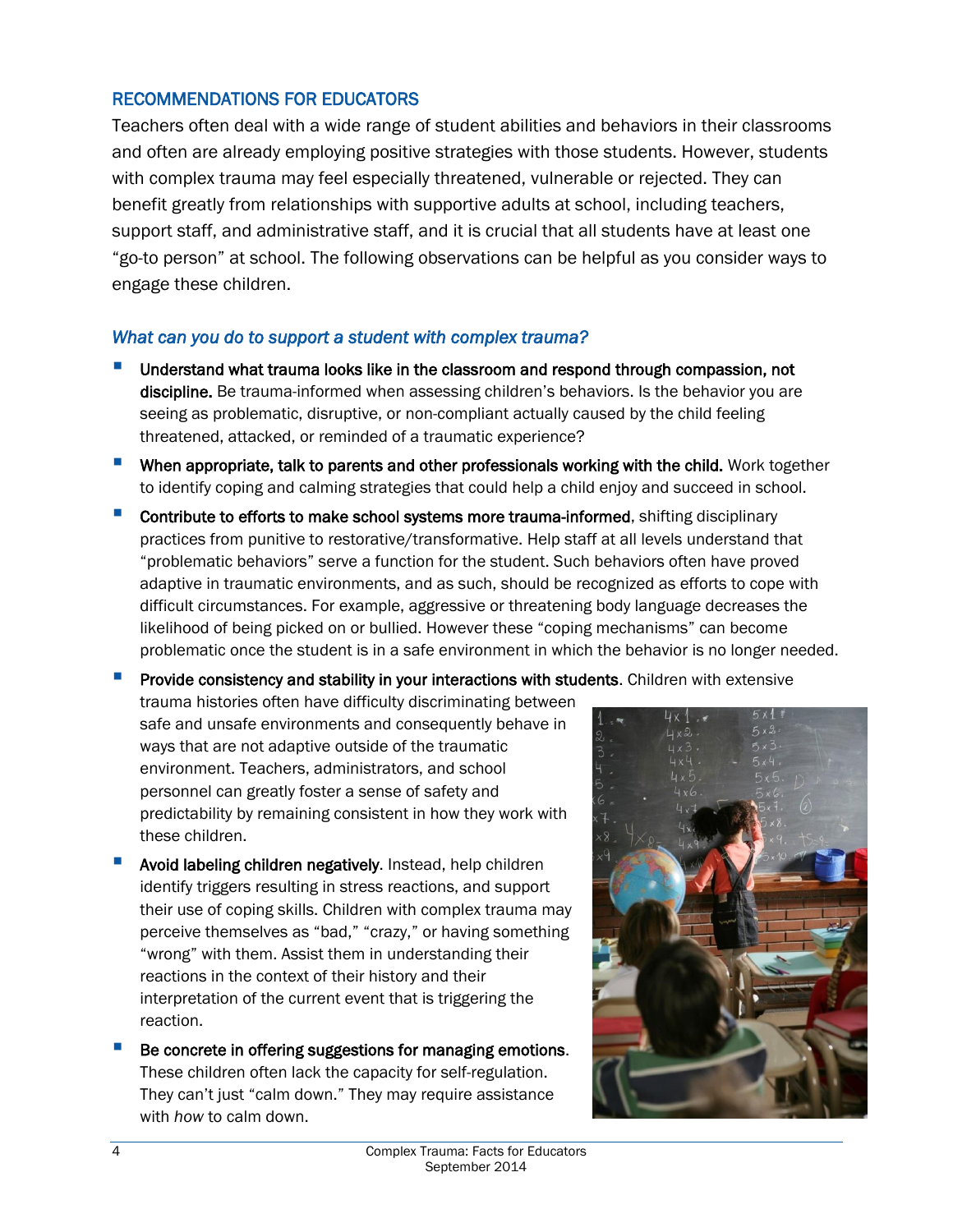## RECOMMENDATIONS FOR EDUCATORS

Teachers often deal with a wide range of student abilities and behaviors in their classrooms and often are already employing positive strategies with those students. However, students with complex trauma may feel especially threatened, vulnerable or rejected. They can benefit greatly from relationships with supportive adults at school, including teachers, support staff, and administrative staff, and it is crucial that all students have at least one "go-to person" at school. The following observations can be helpful as you consider ways to engage these children.

### *What can you do to support a student with complex trauma?*

- **Understand what trauma looks like in the classroom and respond through compassion, not discipline.** Be trauma-informed when assessing children's behaviors. Is the behavior you are seeing as problematic, disruptive, or non-compliant actually caused by the child feeling threatened, attacked, or reminded of a traumatic experience?
- **When appropriate, talk to parents and other professionals working with the child.** Work together to identify coping and calming strategies that could help a child enjoy and succeed in school.
- **Contribute to efforts to make school systems more trauma-informed**, shifting disciplinary practices from punitive to restorative/transformative. Help staff at all levels understand that "problematic behaviors" serve a function for the student. Such behaviors often have proved adaptive in traumatic environments, and as such, should be recognized as efforts to cope with difficult circumstances. For example, aggressive or threatening body language decreases the likelihood of being picked on or bullied. However these "coping mechanisms" can become problematic once the student is in a safe environment in which the behavior is no longer needed.
- **Provide consistency and stability in your interactions with students**. Children with extensive trauma histories often have difficulty discriminating between safe and unsafe environments and consequently behave in ways that are not adaptive outside of the traumatic environment. Teachers, administrators, and school personnel can greatly foster a sense of safety and predictability by remaining consistent in how they work with these children.
- **Avoid labeling children negatively**. Instead, help children identify triggers resulting in stress reactions, and support their use of coping skills. Children with complex trauma may perceive themselves as "bad," "crazy," or having something "wrong" with them. Assist them in understanding their reactions in the context of their history and their interpretation of the current event that is triggering the reaction.
- **Be concrete in offering suggestions for managing emotions**. These children often lack the capacity for self-regulation. They can't just "calm down." They may require assistance with *how* to calm down.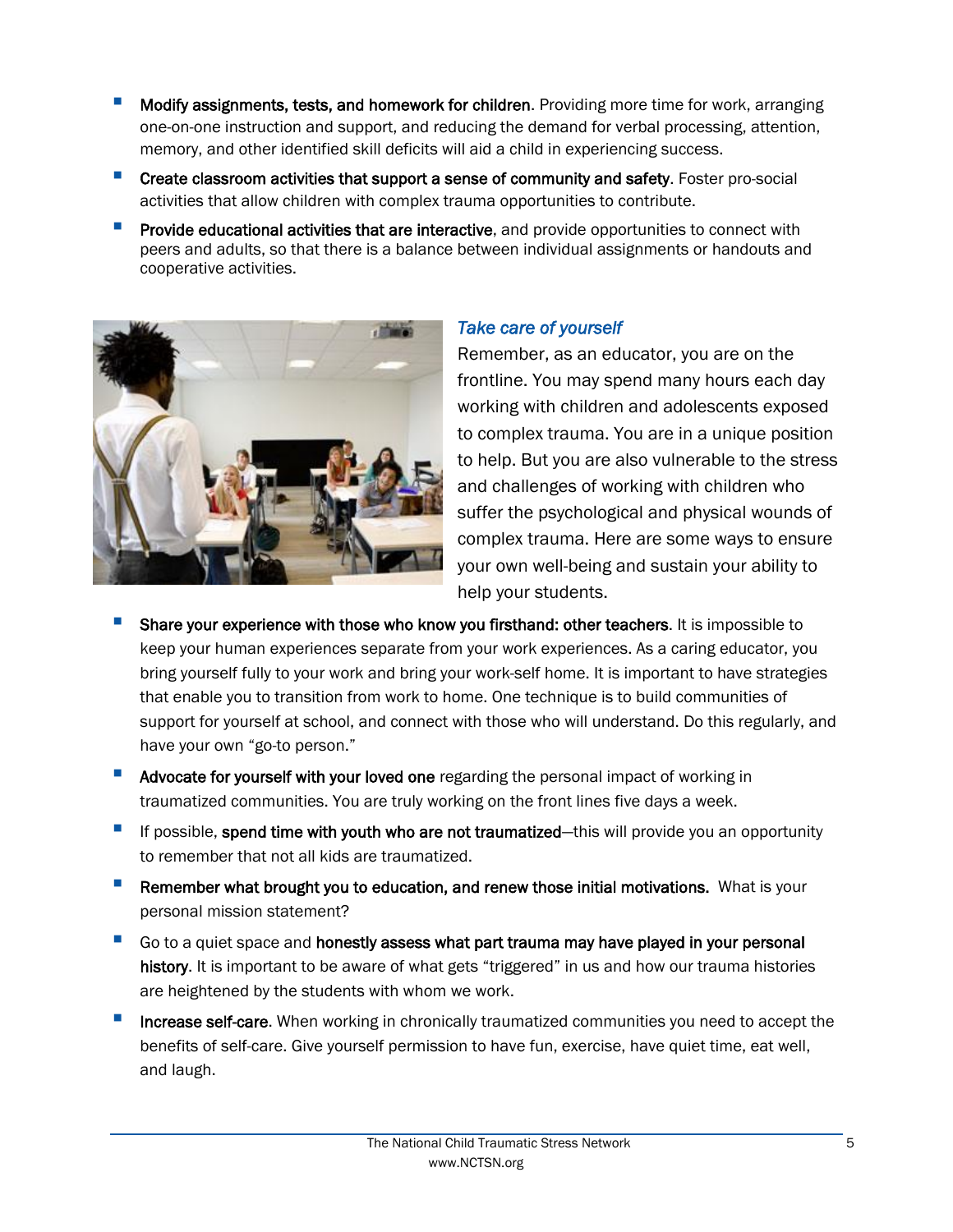- **Modify assignments, tests, and homework for children**. Providing more time for work, arranging one-on-one instruction and support, and reducing the demand for verbal processing, attention, memory, and other identified skill deficits will aid a child in experiencing success.
- **Create classroom activities that support a sense of community and safety**. Foster pro-social activities that allow children with complex trauma opportunities to contribute.
- **Provide educational activities that are interactive**, and provide opportunities to connect with peers and adults, so that there is a balance between individual assignments or handouts and cooperative activities.

### *Take care of yourself*

Remember, as an educator, you are on the frontline. You may spend many hours each day working with children and adolescents exposed to complex trauma. You are in a unique position to help. But you are also vulnerable to the stress and challenges of working with children who suffer the psychological and physical wounds of complex trauma. Here are some ways to ensure your own well-being and sustain your ability to help your students.

- **Share your experience with those who know you firsthand: other teachers**. It is impossible to keep your human experiences separate from your work experiences. As a caring educator, you bring yourself fully to your work and bring your work-self home. It is important to have strategies that enable you to transition from work to home. One technique is to build communities of support for yourself at school, and connect with those who will understand. Do this regularly, and have your own "go-to person."
- **Advocate for yourself with your loved one** regarding the personal impact of working in traumatized communities. You are truly working on the front lines five days a week.
- If possible, **spend time with youth who are not traumatized**—this will provide you an opportunity to remember that not all kids are traumatized.
- **Remember what brought you to education, and renew those initial motivations.** What is your personal mission statement?
- Go to a quiet space and **honestly assess what part trauma may have played in your personal history**. It is important to be aware of what gets "triggered" in us and how our trauma histories are heightened by the students with whom we work.
- **Increase self-care**. When working in chronically traumatized communities you need to accept the benefits of self-care. Give yourself permission to have fun, exercise, have quiet time, eat well, and laugh.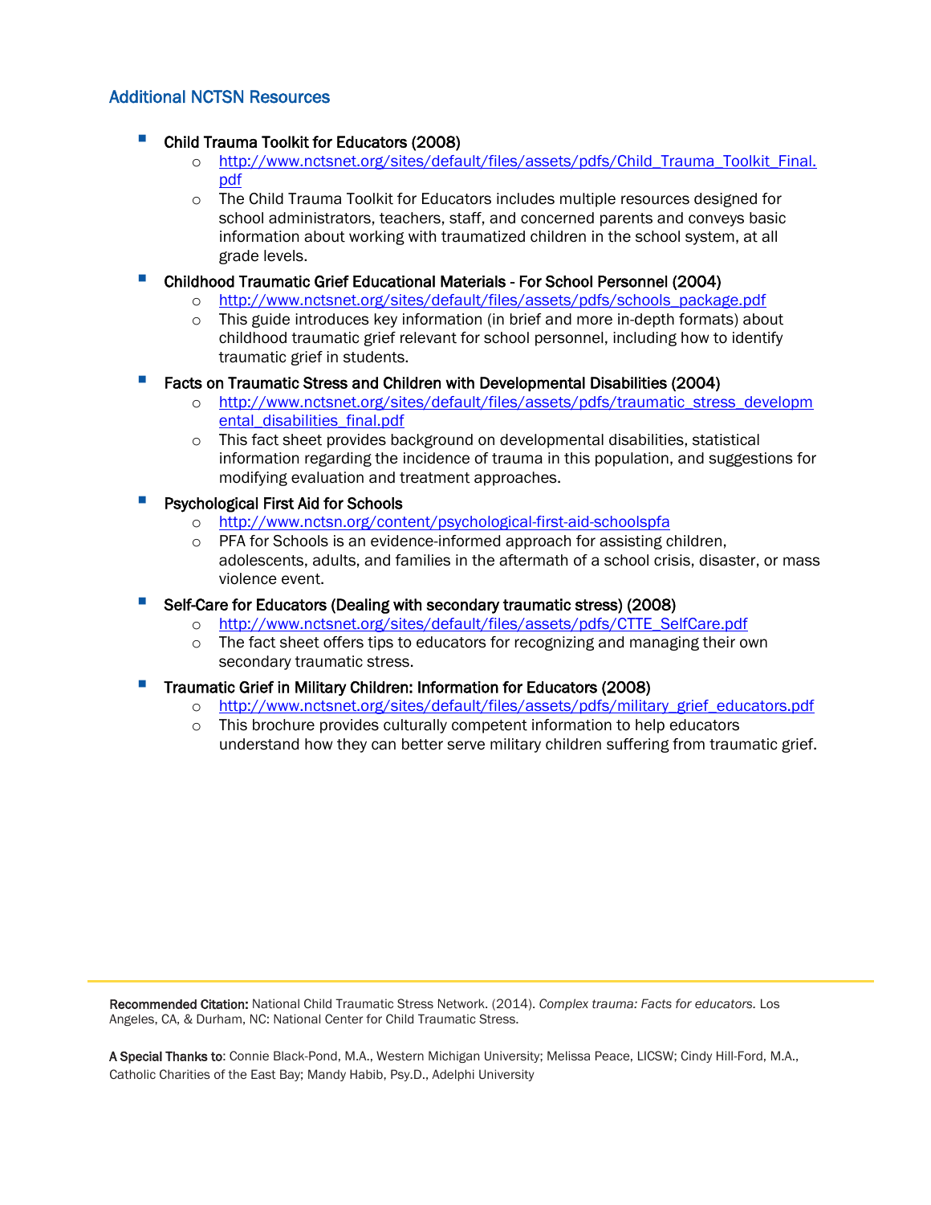## Additional NCTSN Resources

- **Child Trauma Toolkit for Educators (2008)**
  - http://www.nctsnet.org/sites/default/files/assets/pdfs/Child_Trauma_Toolkit_Final.pdf
  - The Child Trauma Toolkit for Educators includes multiple resources designed for school administrators, teachers, staff, and concerned parents and conveys basic information about working with traumatized children in the school system, at all grade levels.
- **Childhood Traumatic Grief Educational Materials - For School Personnel (2004)**
  - http://www.nctsnet.org/sites/default/files/assets/pdfs/schools_package.pdf
  - This guide introduces key information (in brief and more in-depth formats) about childhood traumatic grief relevant for school personnel, including how to identify traumatic grief in students.
- **Facts on Traumatic Stress and Children with Developmental Disabilities (2004)**
  - http://www.nctsnet.org/sites/default/files/assets/pdfs/traumatic_stress_developmental_disabilities_final.pdf
  - This fact sheet provides background on developmental disabilities, statistical information regarding the incidence of trauma in this population, and suggestions for modifying evaluation and treatment approaches.
- **Psychological First Aid for Schools**
  - http://www.nctsn.org/content/psychological-first-aid-schoolspfa
  - PFA for Schools is an evidence-informed approach for assisting children, adolescents, adults, and families in the aftermath of a school crisis, disaster, or mass violence event.
- **Self-Care for Educators (Dealing with secondary traumatic stress) (2008)**
  - http://www.nctsnet.org/sites/default/files/assets/pdfs/CTTE_SelfCare.pdf
  - The fact sheet offers tips to educators for recognizing and managing their own secondary traumatic stress.
- **Traumatic Grief in Military Children: Information for Educators (2008)**
  - http://www.nctsnet.org/sites/default/files/assets/pdfs/military_grief_educators.pdf
  - This brochure provides culturally competent information to help educators understand how they can better serve military children suffering from traumatic grief.

---

**Recommended Citation:** National Child Traumatic Stress Network. (2014). *Complex trauma: Facts for educators.* Los Angeles, CA, & Durham, NC: National Center for Child Traumatic Stress.

**A Special Thanks to**: Connie Black-Pond, M.A., Western Michigan University; Melissa Peace, LICSW; Cindy Hill-Ford, M.A., Catholic Charities of the East Bay; Mandy Habib, Psy.D., Adelphi University